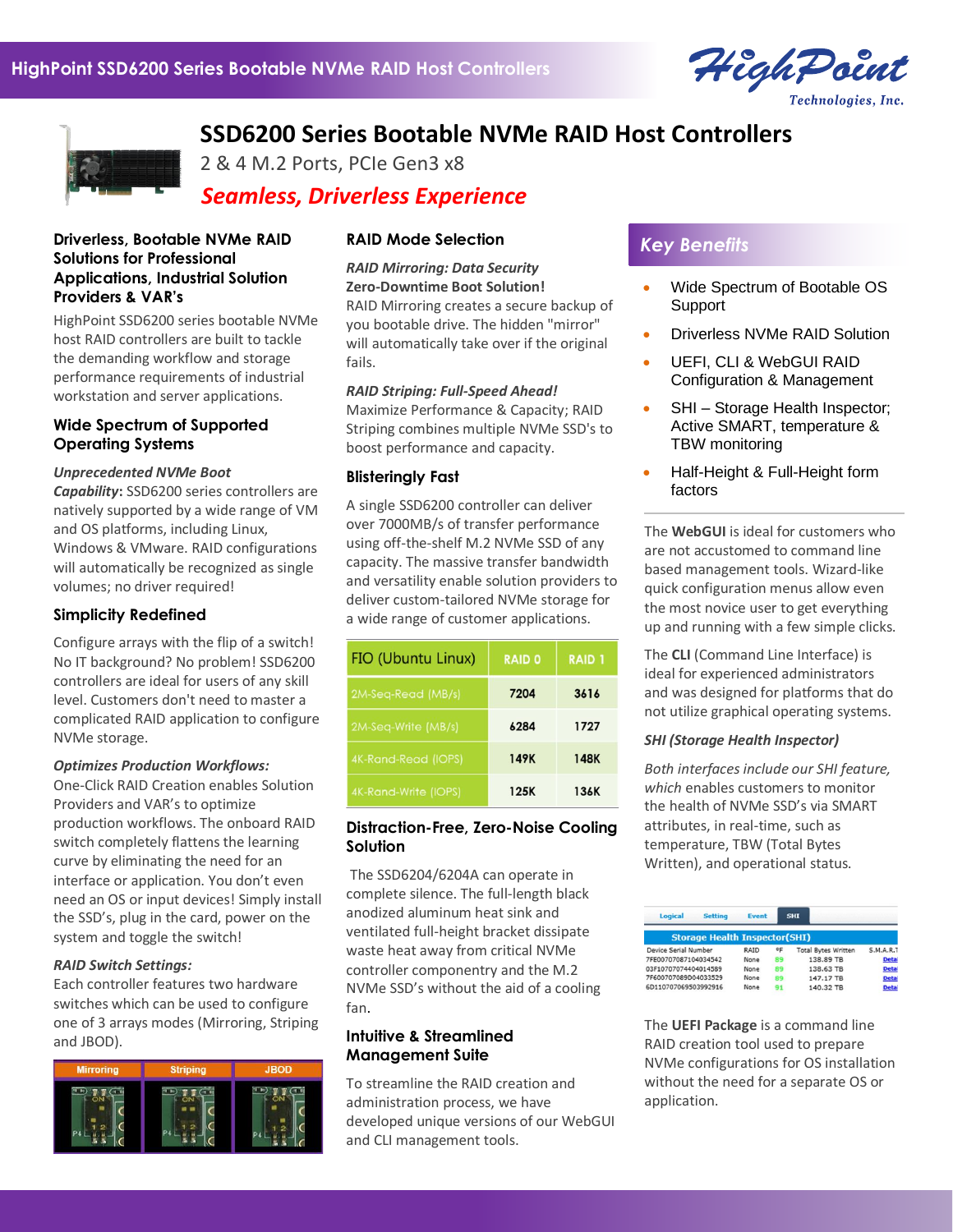# SSD6200 Series Bootable NVMe RAID Host Controllers

2 & 4 M.2 Ports, PCIe Gen3 x8

***Seamless, Driverless Experience***

## Driverless, Bootable NVMe RAID Solutions for Professional Applications, Industrial Solution Providers & VAR's

HighPoint SSD6200 series bootable NVMe host RAID controllers are built to tackle the demanding workflow and storage performance requirements of industrial workstation and server applications.

## Wide Spectrum of Supported Operating Systems

***Unprecedented NVMe Boot Capability:*** SSD6200 series controllers are natively supported by a wide range of VM and OS platforms, including Linux, Windows & VMware. RAID configurations will automatically be recognized as single volumes; no driver required!

## Simplicity Redefined

Configure arrays with the flip of a switch! No IT background? No problem! SSD6200 controllers are ideal for users of any skill level. Customers don't need to master a complicated RAID application to configure NVMe storage.

***Optimizes Production Workflows:***
One-Click RAID Creation enables Solution Providers and VAR's to optimize production workflows. The onboard RAID switch completely flattens the learning curve by eliminating the need for an interface or application. You don't even need an OS or input devices! Simply install the SSD's, plug in the card, power on the system and toggle the switch!

***RAID Switch Settings:***
Each controller features two hardware switches which can be used to configure one of 3 arrays modes (Mirroring, Striping and JBOD).

| Mirroring | Striping | JBOD |
|---|---|---|

## RAID Mode Selection

***RAID Mirroring: Data Security***
**Zero-Downtime Boot Solution!**
RAID Mirroring creates a secure backup of you bootable drive. The hidden "mirror" will automatically take over if the original fails.

***RAID Striping: Full-Speed Ahead!***
Maximize Performance & Capacity; RAID Striping combines multiple NVMe SSD's to boost performance and capacity.

## Blisteringly Fast

A single SSD6200 controller can deliver over 7000MB/s of transfer performance using off-the-shelf M.2 NVMe SSD of any capacity. The massive transfer bandwidth and versatility enable solution providers to deliver custom-tailored NVMe storage for a wide range of customer applications.

| FIO (Ubuntu Linux) | RAID 0 | RAID 1 |
|---|---|---|
| 2M-Seq-Read (MB/s) | 7204 | 3616 |
| 2M-Seq-Write (MB/s) | 6284 | 1727 |
| 4K-Rand-Read (IOPS) | 149K | 148K |
| 4K-Rand-Write (IOPS) | 125K | 136K |

## Distraction-Free, Zero-Noise Cooling Solution

The SSD6204/6204A can operate in complete silence. The full-length black anodized aluminum heat sink and ventilated full-height bracket dissipate waste heat away from critical NVMe controller componentry and the M.2 NVMe SSD's without the aid of a cooling fan.

## Intuitive & Streamlined Management Suite

To streamline the RAID creation and administration process, we have developed unique versions of our WebGUI and CLI management tools.

## *Key Benefits*

- Wide Spectrum of Bootable OS Support
- Driverless NVMe RAID Solution
- UEFI, CLI & WebGUI RAID Configuration & Management
- SHI – Storage Health Inspector; Active SMART, temperature & TBW monitoring
- Half-Height & Full-Height form factors

The **WebGUI** is ideal for customers who are not accustomed to command line based management tools. Wizard-like quick configuration menus allow even the most novice user to get everything up and running with a few simple clicks.

The **CLI** (Command Line Interface) is ideal for experienced administrators and was designed for platforms that do not utilize graphical operating systems.

***SHI (Storage Health Inspector)***

*Both interfaces include our SHI feature, which* enables customers to monitor the health of NVMe SSD's via SMART attributes, in real-time, such as temperature, TBW (Total Bytes Written), and operational status.

Logical | Setting | Event | SHI

**Storage Health Inspector(SHI)**

| Device Serial Number | RAID | °F | Total Bytes Written | S.M.A.R.T |
|---|---|---|---|---|
| 7FE00707087104034542 | None | 89 | 138.89 TB | Detail |
| 03F10707074404014589 | None | 89 | 138.63 TB | Detail |
| 7F600707089D04033529 | None | 89 | 147.17 TB | Detail |
| 6D110707069503992916 | None | 91 | 140.32 TB | Detail |

The **UEFI Package** is a command line RAID creation tool used to prepare NVMe configurations for OS installation without the need for a separate OS or application.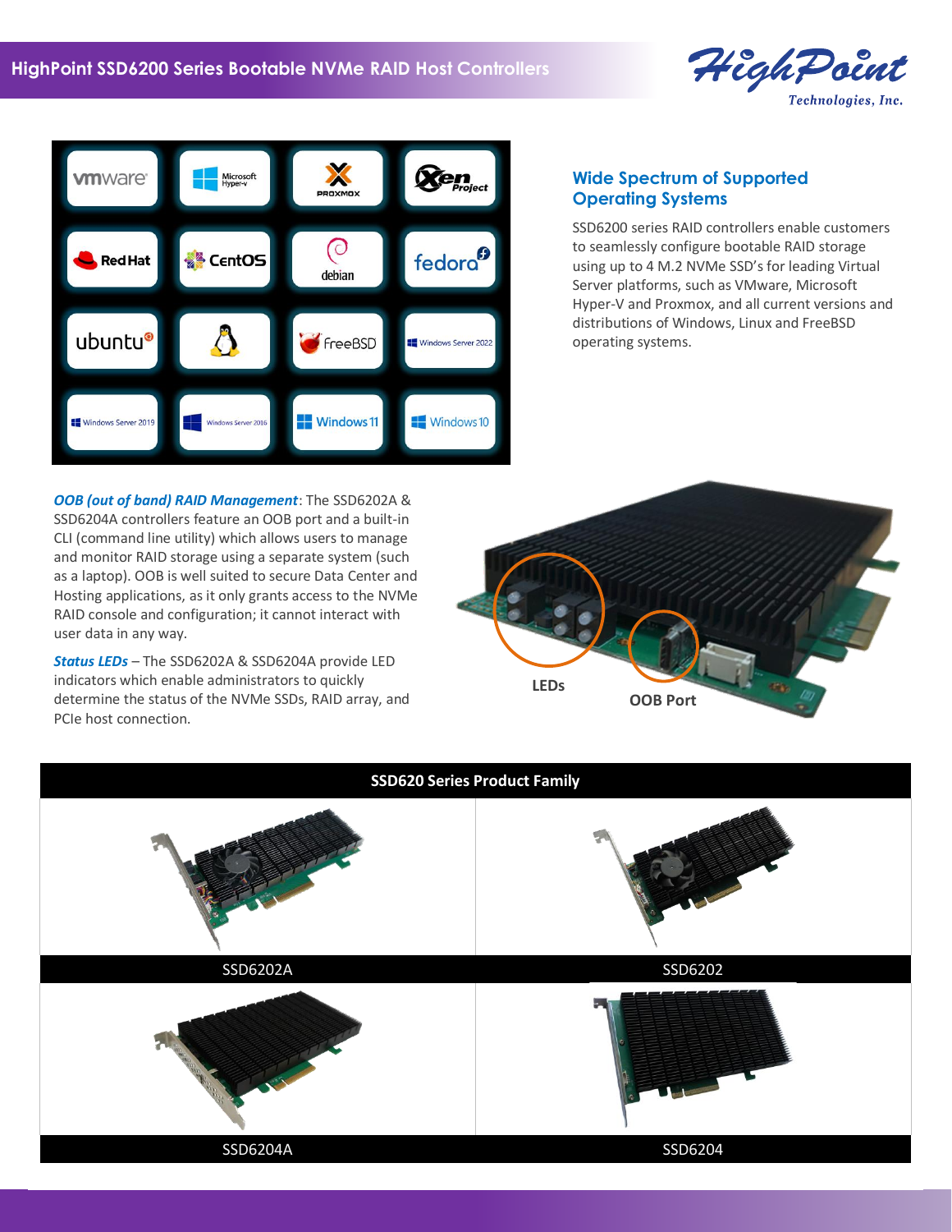## Wide Spectrum of Supported Operating Systems

SSD6200 series RAID controllers enable customers to seamlessly configure bootable RAID storage using up to 4 M.2 NVMe SSD's for leading Virtual Server platforms, such as VMware, Microsoft Hyper-V and Proxmox, and all current versions and distributions of Windows, Linux and FreeBSD operating systems.

***OOB (out of band) RAID Management***: The SSD6202A & SSD6204A controllers feature an OOB port and a built-in CLI (command line utility) which allows users to manage and monitor RAID storage using a separate system (such as a laptop). OOB is well suited to secure Data Center and Hosting applications, as it only grants access to the NVMe RAID console and configuration; it cannot interact with user data in any way.

***Status LEDs*** – The SSD6202A & SSD6204A provide LED indicators which enable administrators to quickly determine the status of the NVMe SSDs, RAID array, and PCIe host connection.

LEDs

OOB Port

## SSD620 Series Product Family

| SSD620 Series Product Family | |
|---|---|
| SSD6202A | SSD6202 |
| SSD6204A | SSD6204 |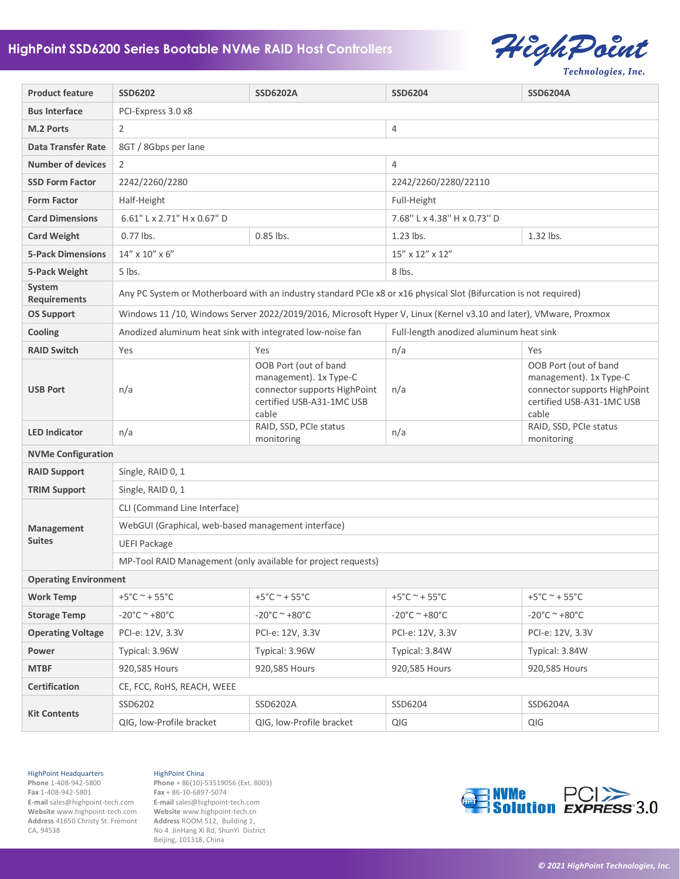# HighPoint SSD6200 Series Bootable NVMe RAID Host Controllers

HighPoint Technologies, Inc.

| Product feature | SSD6202 | SSD6202A | SSD6204 | SSD6204A |
|---|---|---|---|---|
| **Bus Interface** | PCI-Express 3.0 x8 | | | |
| **M.2 Ports** | 2 | | 4 | |
| **Data Transfer Rate** | 8GT / 8Gbps per lane | | | |
| **Number of devices** | 2 | | 4 | |
| **SSD Form Factor** | 2242/2260/2280 | | 2242/2260/2280/22110 | |
| **Form Factor** | Half-Height | | Full-Height | |
| **Card Dimensions** | 6.61" L x 2.71" H x 0.67" D | | 7.68" L x 4.38" H x 0.73" D | |
| **Card Weight** | 0.77 lbs. | 0.85 lbs. | 1.23 lbs. | 1.32 lbs. |
| **5-Pack Dimensions** | 14" x 10" x 6" | | 15" x 12" x 12" | |
| **5-Pack Weight** | 5 lbs. | | 8 lbs. | |
| **System Requirements** | Any PC System or Motherboard with an industry standard PCIe x8 or x16 physical Slot (Bifurcation is not required) | | | |
| **OS Support** | Windows 11 /10, Windows Server 2022/2019/2016, Microsoft Hyper V, Linux (Kernel v3.10 and later), VMware, Proxmox | | | |
| **Cooling** | Anodized aluminum heat sink with integrated low-noise fan | | Full-length anodized aluminum heat sink | |
| **RAID Switch** | Yes | Yes | n/a | Yes |
| **USB Port** | n/a | OOB Port (out of band management). 1x Type-C connector supports HighPoint certified USB-A31-1MC USB cable | n/a | OOB Port (out of band management). 1x Type-C connector supports HighPoint certified USB-A31-1MC USB cable |
| **LED Indicator** | n/a | RAID, SSD, PCIe status monitoring | n/a | RAID, SSD, PCIe status monitoring |
| **NVMe Configuration** | | | | |
| **RAID Support** | Single, RAID 0, 1 | | | |
| **TRIM Support** | Single, RAID 0, 1 | | | |
| **Management Suites** | CLI (Command Line Interface) | | | |
| | WebGUI (Graphical, web-based management interface) | | | |
| | UEFI Package | | | |
| | MP-Tool RAID Management (only available for project requests) | | | |
| **Operating Environment** | | | | |
| **Work Temp** | +5°C ~ + 55°C | +5°C ~ + 55°C | +5°C ~ + 55°C | +5°C ~ + 55°C |
| **Storage Temp** | -20°C ~ +80°C | -20°C ~ +80°C | -20°C ~ +80°C | -20°C ~ +80°C |
| **Operating Voltage** | PCI-e: 12V, 3.3V | PCI-e: 12V, 3.3V | PCI-e: 12V, 3.3V | PCI-e: 12V, 3.3V |
| **Power** | Typical: 3.96W | Typical: 3.96W | Typical: 3.84W | Typical: 3.84W |
| **MTBF** | 920,585 Hours | 920,585 Hours | 920,585 Hours | 920,585 Hours |
| **Certification** | CE, FCC, RoHS, REACH, WEEE | | | |
| **Kit Contents** | SSD6202 | SSD6202A | SSD6204 | SSD6204A |
| | QIG, low-Profile bracket | QIG, low-Profile bracket | QIG | QIG |

HighPoint Headquarters
**Phone** 1-408-942-5800
**Fax** 1-408-942-5801
**E-mail** sales@highpoint-tech.com
**Website** www.highpoint-tech.com
**Address** 41650 Christy St. Fremont CA, 94538

HighPoint China
**Phone** + 86(10)-53519056 (Ext. 8003)
**Fax** + 86-10-6897-5074
**E-mail** sales@highpoint-tech.com
**Website** www.highpoint-tech.cn
**Address** ROOM 512, Building 1, No 4 JinHang Xi Rd, ShunYi District Beijing, 101318, China

NVMe Solution PCI EXPRESS 3.0

© 2021 HighPoint Technologies, Inc.